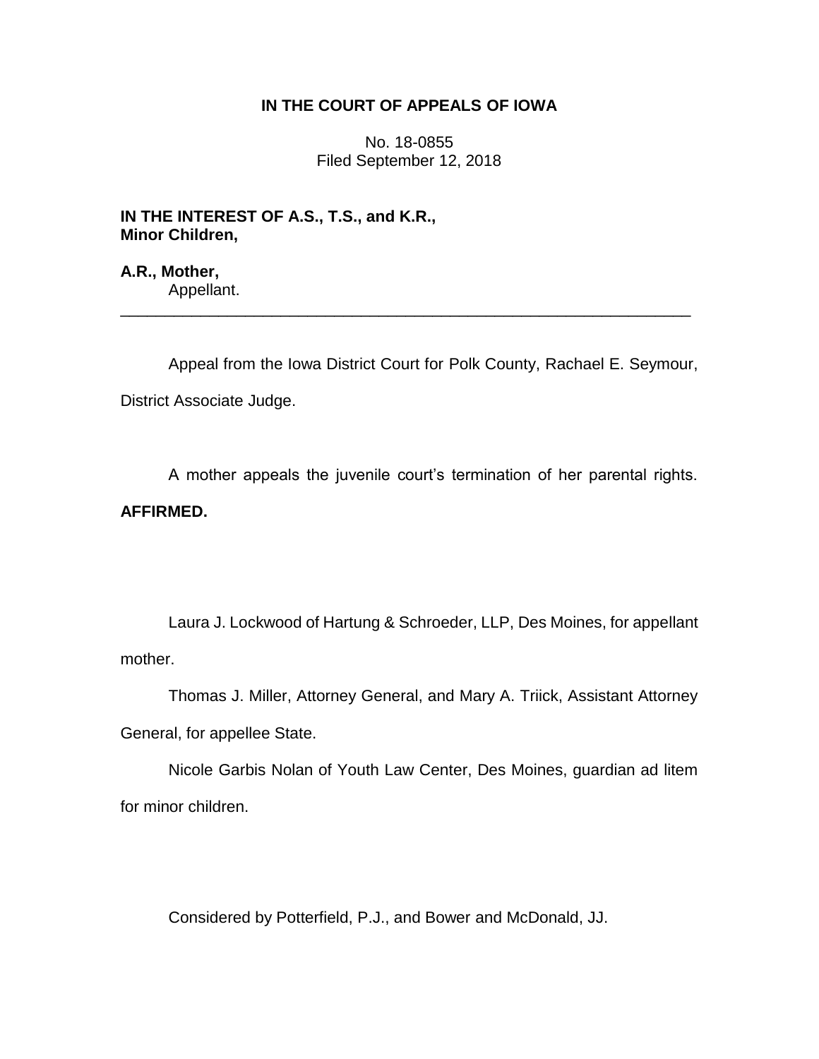**IN THE COURT OF APPEALS OF IOWA**

No. 18-0855
Filed September 12, 2018

**IN THE INTEREST OF A.S., T.S., and K.R., Minor Children,**

**A.R., Mother,**
Appellant.

---

Appeal from the Iowa District Court for Polk County, Rachael E. Seymour, District Associate Judge.

A mother appeals the juvenile court's termination of her parental rights. **AFFIRMED.**

Laura J. Lockwood of Hartung & Schroeder, LLP, Des Moines, for appellant mother.

Thomas J. Miller, Attorney General, and Mary A. Triick, Assistant Attorney General, for appellee State.

Nicole Garbis Nolan of Youth Law Center, Des Moines, guardian ad litem for minor children.

Considered by Potterfield, P.J., and Bower and McDonald, JJ.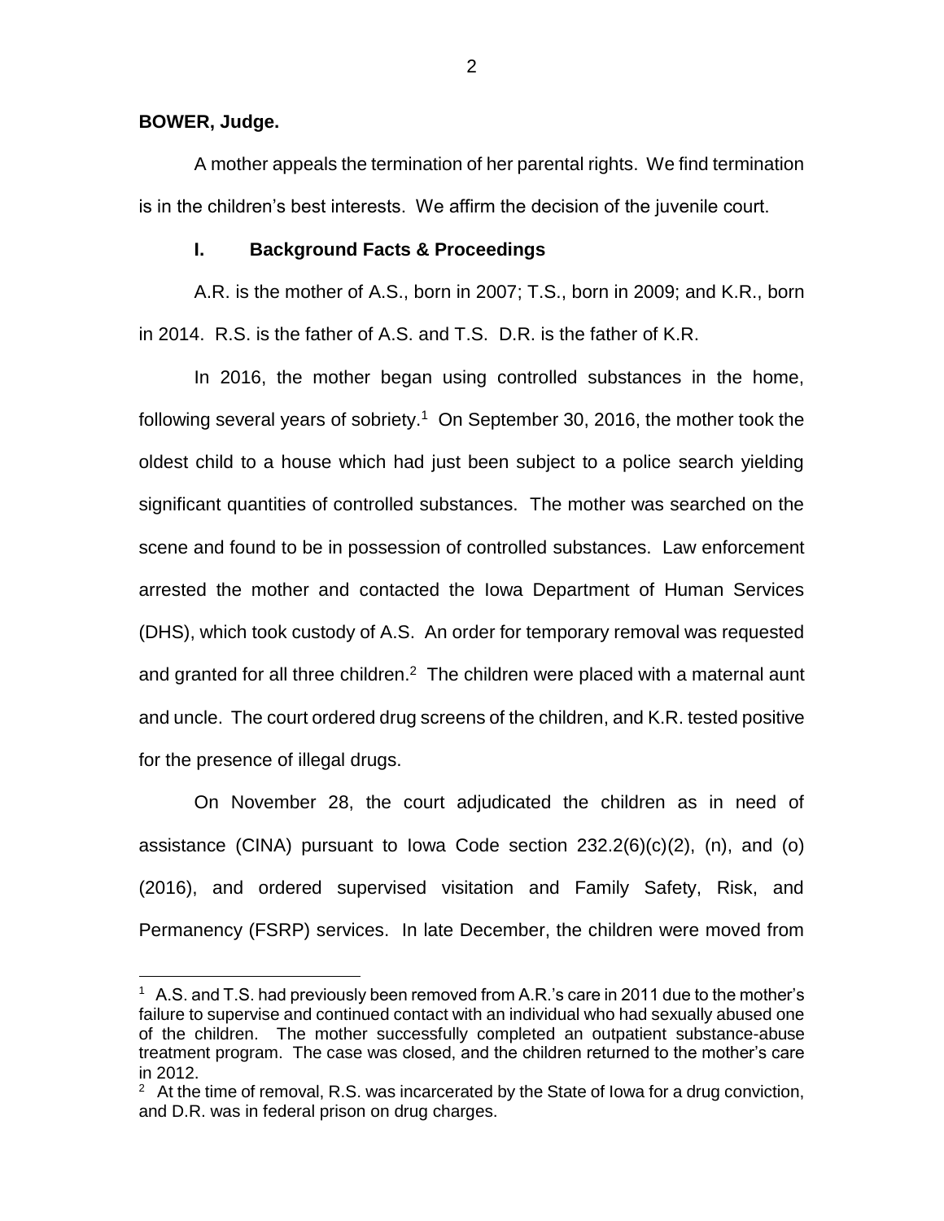**BOWER, Judge.**

A mother appeals the termination of her parental rights. We find termination is in the children's best interests. We affirm the decision of the juvenile court.

## I. Background Facts & Proceedings

A.R. is the mother of A.S., born in 2007; T.S., born in 2009; and K.R., born in 2014. R.S. is the father of A.S. and T.S. D.R. is the father of K.R.

In 2016, the mother began using controlled substances in the home, following several years of sobriety.[1] On September 30, 2016, the mother took the oldest child to a house which had just been subject to a police search yielding significant quantities of controlled substances. The mother was searched on the scene and found to be in possession of controlled substances. Law enforcement arrested the mother and contacted the Iowa Department of Human Services (DHS), which took custody of A.S. An order for temporary removal was requested and granted for all three children.[2] The children were placed with a maternal aunt and uncle. The court ordered drug screens of the children, and K.R. tested positive for the presence of illegal drugs.

On November 28, the court adjudicated the children as in need of assistance (CINA) pursuant to Iowa Code section 232.2(6)(c)(2), (n), and (o) (2016), and ordered supervised visitation and Family Safety, Risk, and Permanency (FSRP) services. In late December, the children were moved from

---

[1] A.S. and T.S. had previously been removed from A.R.'s care in 2011 due to the mother's failure to supervise and continued contact with an individual who had sexually abused one of the children. The mother successfully completed an outpatient substance-abuse treatment program. The case was closed, and the children returned to the mother's care in 2012.

[2] At the time of removal, R.S. was incarcerated by the State of Iowa for a drug conviction, and D.R. was in federal prison on drug charges.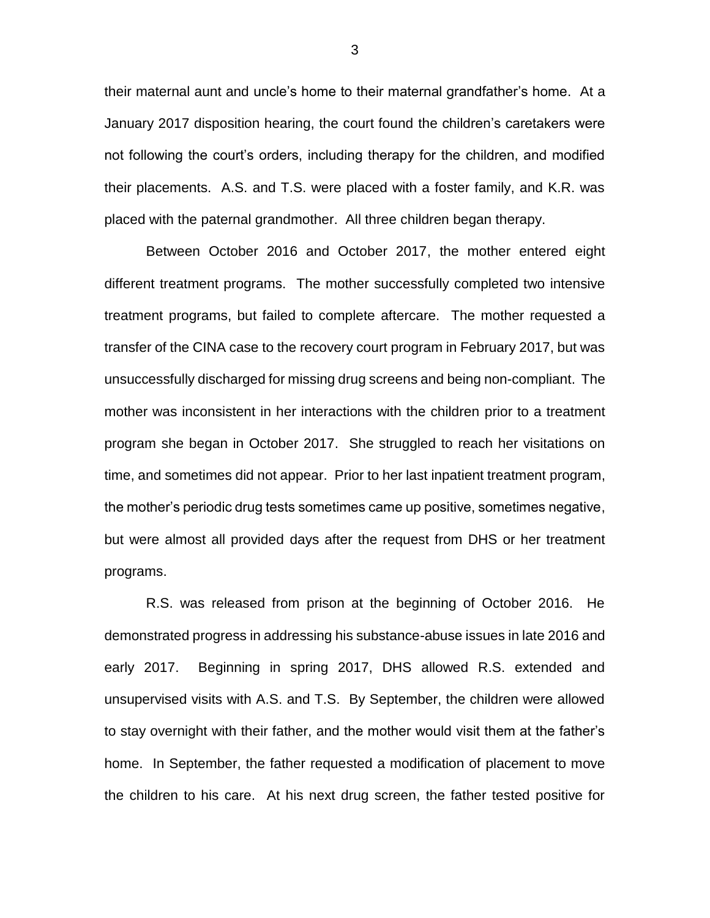their maternal aunt and uncle's home to their maternal grandfather's home. At a January 2017 disposition hearing, the court found the children's caretakers were not following the court's orders, including therapy for the children, and modified their placements. A.S. and T.S. were placed with a foster family, and K.R. was placed with the paternal grandmother. All three children began therapy.

Between October 2016 and October 2017, the mother entered eight different treatment programs. The mother successfully completed two intensive treatment programs, but failed to complete aftercare. The mother requested a transfer of the CINA case to the recovery court program in February 2017, but was unsuccessfully discharged for missing drug screens and being non-compliant. The mother was inconsistent in her interactions with the children prior to a treatment program she began in October 2017. She struggled to reach her visitations on time, and sometimes did not appear. Prior to her last inpatient treatment program, the mother's periodic drug tests sometimes came up positive, sometimes negative, but were almost all provided days after the request from DHS or her treatment programs.

R.S. was released from prison at the beginning of October 2016. He demonstrated progress in addressing his substance-abuse issues in late 2016 and early 2017. Beginning in spring 2017, DHS allowed R.S. extended and unsupervised visits with A.S. and T.S. By September, the children were allowed to stay overnight with their father, and the mother would visit them at the father's home. In September, the father requested a modification of placement to move the children to his care. At his next drug screen, the father tested positive for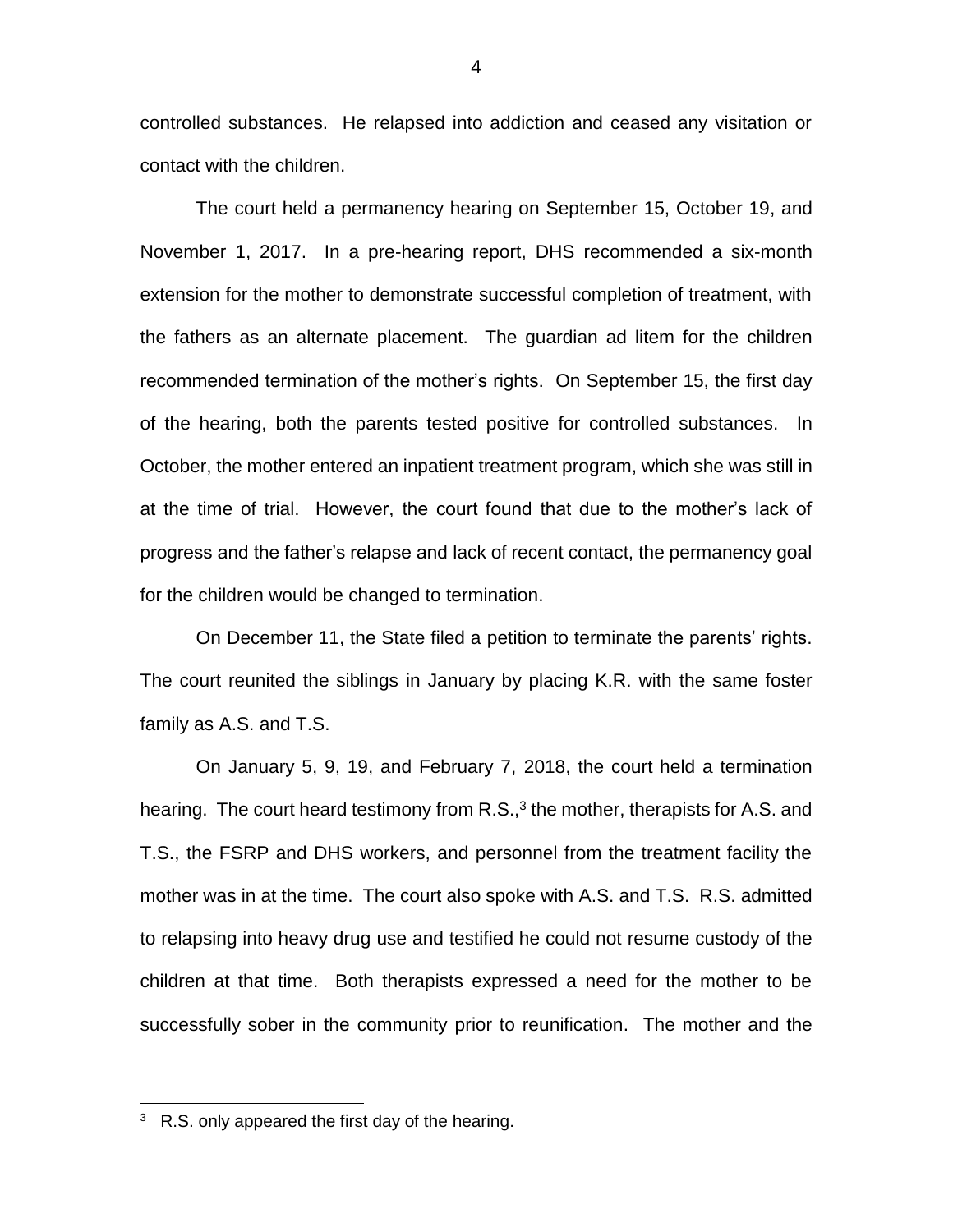controlled substances. He relapsed into addiction and ceased any visitation or contact with the children.

The court held a permanency hearing on September 15, October 19, and November 1, 2017. In a pre-hearing report, DHS recommended a six-month extension for the mother to demonstrate successful completion of treatment, with the fathers as an alternate placement. The guardian ad litem for the children recommended termination of the mother's rights. On September 15, the first day of the hearing, both the parents tested positive for controlled substances. In October, the mother entered an inpatient treatment program, which she was still in at the time of trial. However, the court found that due to the mother's lack of progress and the father's relapse and lack of recent contact, the permanency goal for the children would be changed to termination.

On December 11, the State filed a petition to terminate the parents' rights. The court reunited the siblings in January by placing K.R. with the same foster family as A.S. and T.S.

On January 5, 9, 19, and February 7, 2018, the court held a termination hearing. The court heard testimony from R.S.,[3] the mother, therapists for A.S. and T.S., the FSRP and DHS workers, and personnel from the treatment facility the mother was in at the time. The court also spoke with A.S. and T.S. R.S. admitted to relapsing into heavy drug use and testified he could not resume custody of the children at that time. Both therapists expressed a need for the mother to be successfully sober in the community prior to reunification. The mother and the

[3] R.S. only appeared the first day of the hearing.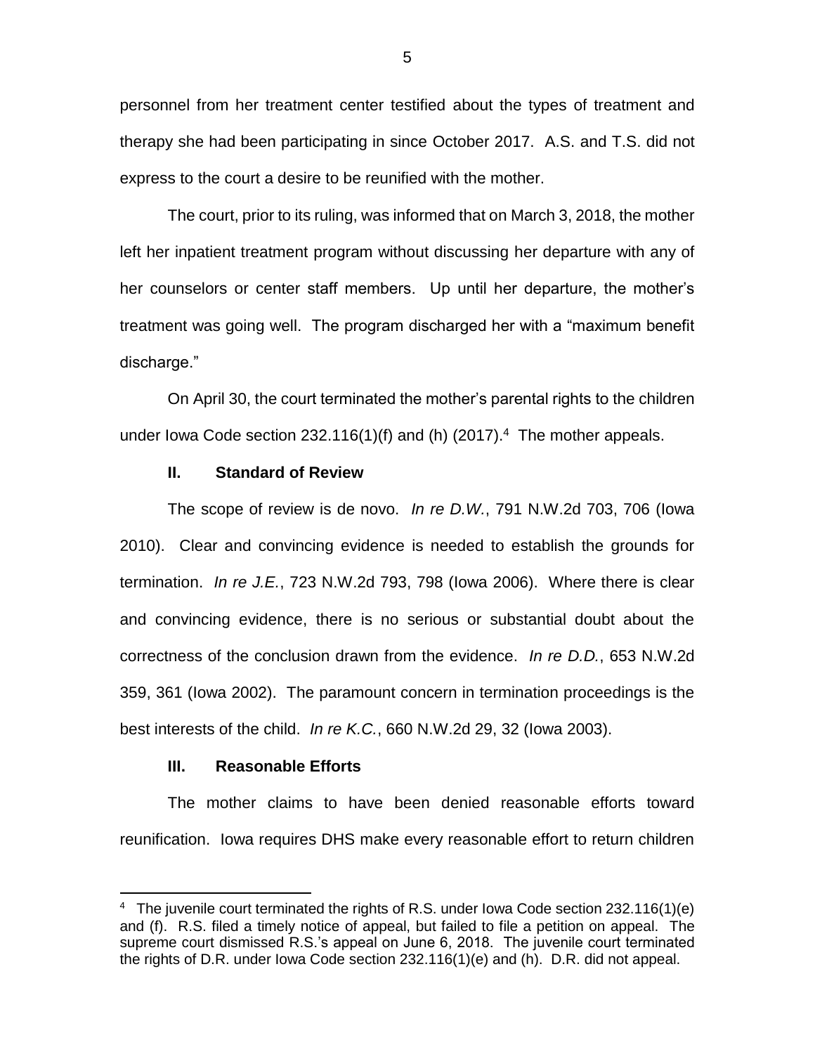personnel from her treatment center testified about the types of treatment and therapy she had been participating in since October 2017. A.S. and T.S. did not express to the court a desire to be reunified with the mother.

The court, prior to its ruling, was informed that on March 3, 2018, the mother left her inpatient treatment program without discussing her departure with any of her counselors or center staff members. Up until her departure, the mother's treatment was going well. The program discharged her with a "maximum benefit discharge."

On April 30, the court terminated the mother's parental rights to the children under Iowa Code section 232.116(1)(f) and (h) (2017).[4] The mother appeals.

## II. Standard of Review

The scope of review is de novo. *In re D.W.*, 791 N.W.2d 703, 706 (Iowa 2010). Clear and convincing evidence is needed to establish the grounds for termination. *In re J.E.*, 723 N.W.2d 793, 798 (Iowa 2006). Where there is clear and convincing evidence, there is no serious or substantial doubt about the correctness of the conclusion drawn from the evidence. *In re D.D.*, 653 N.W.2d 359, 361 (Iowa 2002). The paramount concern in termination proceedings is the best interests of the child. *In re K.C.*, 660 N.W.2d 29, 32 (Iowa 2003).

## III. Reasonable Efforts

The mother claims to have been denied reasonable efforts toward reunification. Iowa requires DHS make every reasonable effort to return children

---

[4] The juvenile court terminated the rights of R.S. under Iowa Code section 232.116(1)(e) and (f). R.S. filed a timely notice of appeal, but failed to file a petition on appeal. The supreme court dismissed R.S.'s appeal on June 6, 2018. The juvenile court terminated the rights of D.R. under Iowa Code section 232.116(1)(e) and (h). D.R. did not appeal.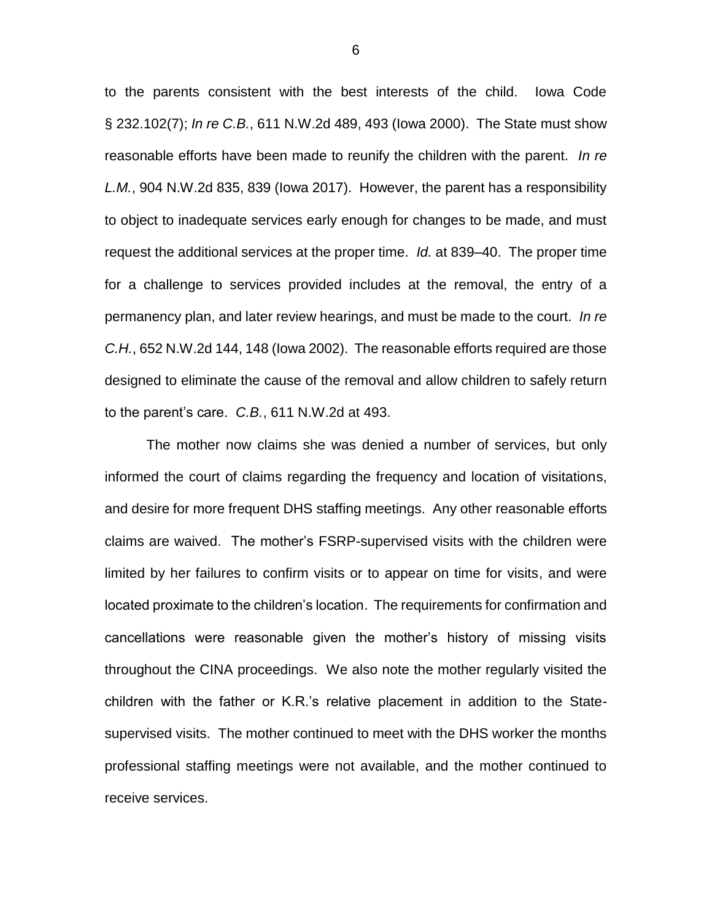to the parents consistent with the best interests of the child. Iowa Code § 232.102(7); *In re C.B.*, 611 N.W.2d 489, 493 (Iowa 2000). The State must show reasonable efforts have been made to reunify the children with the parent. *In re L.M.*, 904 N.W.2d 835, 839 (Iowa 2017). However, the parent has a responsibility to object to inadequate services early enough for changes to be made, and must request the additional services at the proper time. *Id.* at 839–40. The proper time for a challenge to services provided includes at the removal, the entry of a permanency plan, and later review hearings, and must be made to the court. *In re C.H.*, 652 N.W.2d 144, 148 (Iowa 2002). The reasonable efforts required are those designed to eliminate the cause of the removal and allow children to safely return to the parent's care. *C.B.*, 611 N.W.2d at 493.

The mother now claims she was denied a number of services, but only informed the court of claims regarding the frequency and location of visitations, and desire for more frequent DHS staffing meetings. Any other reasonable efforts claims are waived. The mother's FSRP-supervised visits with the children were limited by her failures to confirm visits or to appear on time for visits, and were located proximate to the children's location. The requirements for confirmation and cancellations were reasonable given the mother's history of missing visits throughout the CINA proceedings. We also note the mother regularly visited the children with the father or K.R.'s relative placement in addition to the State-supervised visits. The mother continued to meet with the DHS worker the months professional staffing meetings were not available, and the mother continued to receive services.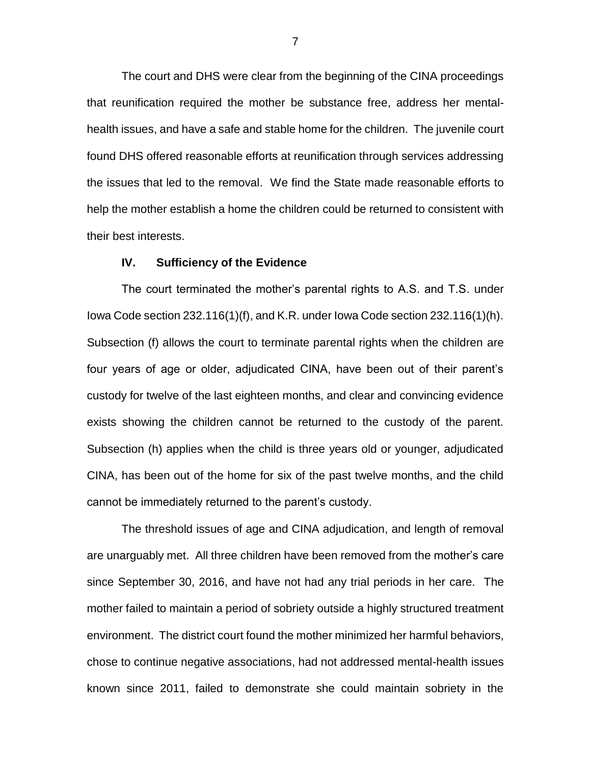The court and DHS were clear from the beginning of the CINA proceedings that reunification required the mother be substance free, address her mental-health issues, and have a safe and stable home for the children. The juvenile court found DHS offered reasonable efforts at reunification through services addressing the issues that led to the removal. We find the State made reasonable efforts to help the mother establish a home the children could be returned to consistent with their best interests.

## IV. Sufficiency of the Evidence

The court terminated the mother's parental rights to A.S. and T.S. under Iowa Code section 232.116(1)(f), and K.R. under Iowa Code section 232.116(1)(h). Subsection (f) allows the court to terminate parental rights when the children are four years of age or older, adjudicated CINA, have been out of their parent's custody for twelve of the last eighteen months, and clear and convincing evidence exists showing the children cannot be returned to the custody of the parent. Subsection (h) applies when the child is three years old or younger, adjudicated CINA, has been out of the home for six of the past twelve months, and the child cannot be immediately returned to the parent's custody.

The threshold issues of age and CINA adjudication, and length of removal are unarguably met. All three children have been removed from the mother's care since September 30, 2016, and have not had any trial periods in her care. The mother failed to maintain a period of sobriety outside a highly structured treatment environment. The district court found the mother minimized her harmful behaviors, chose to continue negative associations, had not addressed mental-health issues known since 2011, failed to demonstrate she could maintain sobriety in the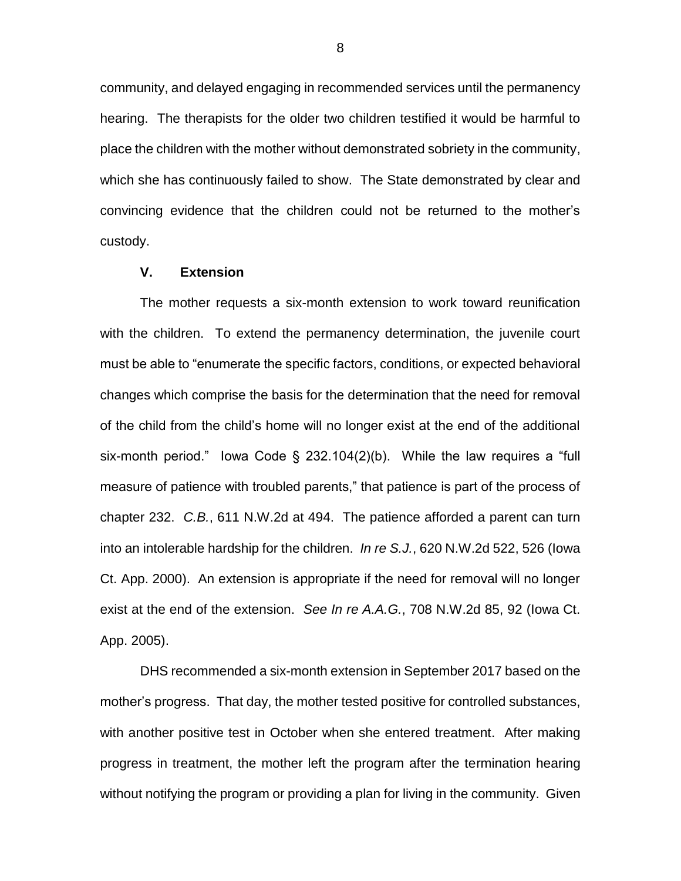community, and delayed engaging in recommended services until the permanency hearing. The therapists for the older two children testified it would be harmful to place the children with the mother without demonstrated sobriety in the community, which she has continuously failed to show. The State demonstrated by clear and convincing evidence that the children could not be returned to the mother's custody.

## V. Extension

The mother requests a six-month extension to work toward reunification with the children. To extend the permanency determination, the juvenile court must be able to "enumerate the specific factors, conditions, or expected behavioral changes which comprise the basis for the determination that the need for removal of the child from the child's home will no longer exist at the end of the additional six-month period." Iowa Code § 232.104(2)(b). While the law requires a "full measure of patience with troubled parents," that patience is part of the process of chapter 232. *C.B.*, 611 N.W.2d at 494. The patience afforded a parent can turn into an intolerable hardship for the children. *In re S.J.*, 620 N.W.2d 522, 526 (Iowa Ct. App. 2000). An extension is appropriate if the need for removal will no longer exist at the end of the extension. *See In re A.A.G.*, 708 N.W.2d 85, 92 (Iowa Ct. App. 2005).

DHS recommended a six-month extension in September 2017 based on the mother's progress. That day, the mother tested positive for controlled substances, with another positive test in October when she entered treatment. After making progress in treatment, the mother left the program after the termination hearing without notifying the program or providing a plan for living in the community. Given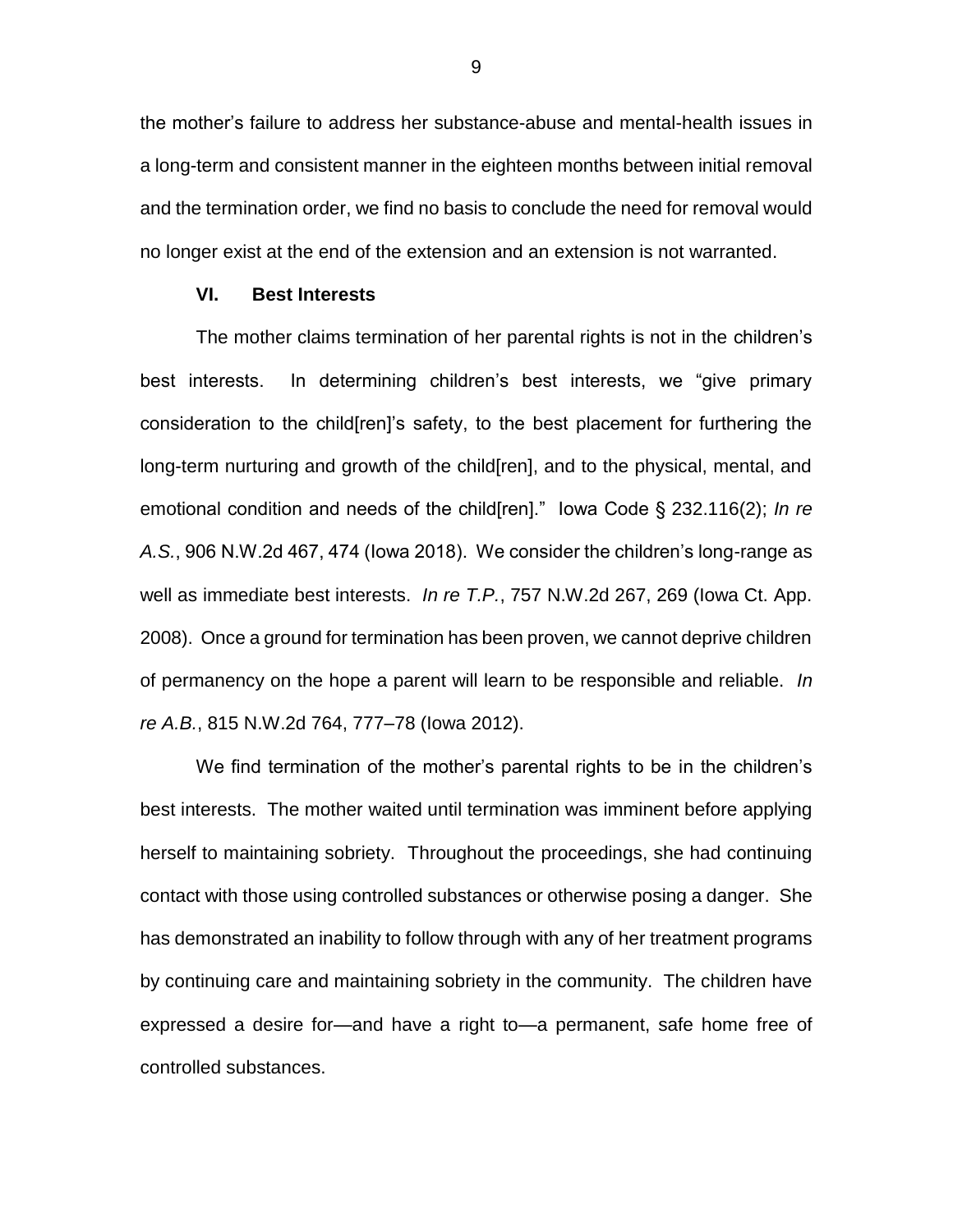the mother's failure to address her substance-abuse and mental-health issues in a long-term and consistent manner in the eighteen months between initial removal and the termination order, we find no basis to conclude the need for removal would no longer exist at the end of the extension and an extension is not warranted.

## VI. Best Interests

The mother claims termination of her parental rights is not in the children's best interests. In determining children's best interests, we "give primary consideration to the child[ren]'s safety, to the best placement for furthering the long-term nurturing and growth of the child[ren], and to the physical, mental, and emotional condition and needs of the child[ren]." Iowa Code § 232.116(2); *In re A.S.*, 906 N.W.2d 467, 474 (Iowa 2018). We consider the children's long-range as well as immediate best interests. *In re T.P.*, 757 N.W.2d 267, 269 (Iowa Ct. App. 2008). Once a ground for termination has been proven, we cannot deprive children of permanency on the hope a parent will learn to be responsible and reliable. *In re A.B.*, 815 N.W.2d 764, 777–78 (Iowa 2012).

We find termination of the mother's parental rights to be in the children's best interests. The mother waited until termination was imminent before applying herself to maintaining sobriety. Throughout the proceedings, she had continuing contact with those using controlled substances or otherwise posing a danger. She has demonstrated an inability to follow through with any of her treatment programs by continuing care and maintaining sobriety in the community. The children have expressed a desire for—and have a right to—a permanent, safe home free of controlled substances.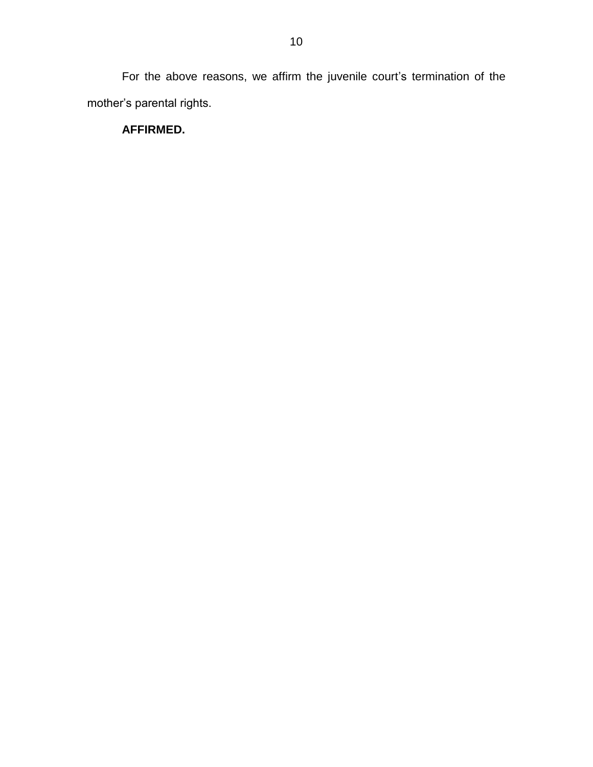For the above reasons, we affirm the juvenile court's termination of the mother's parental rights.

**AFFIRMED.**